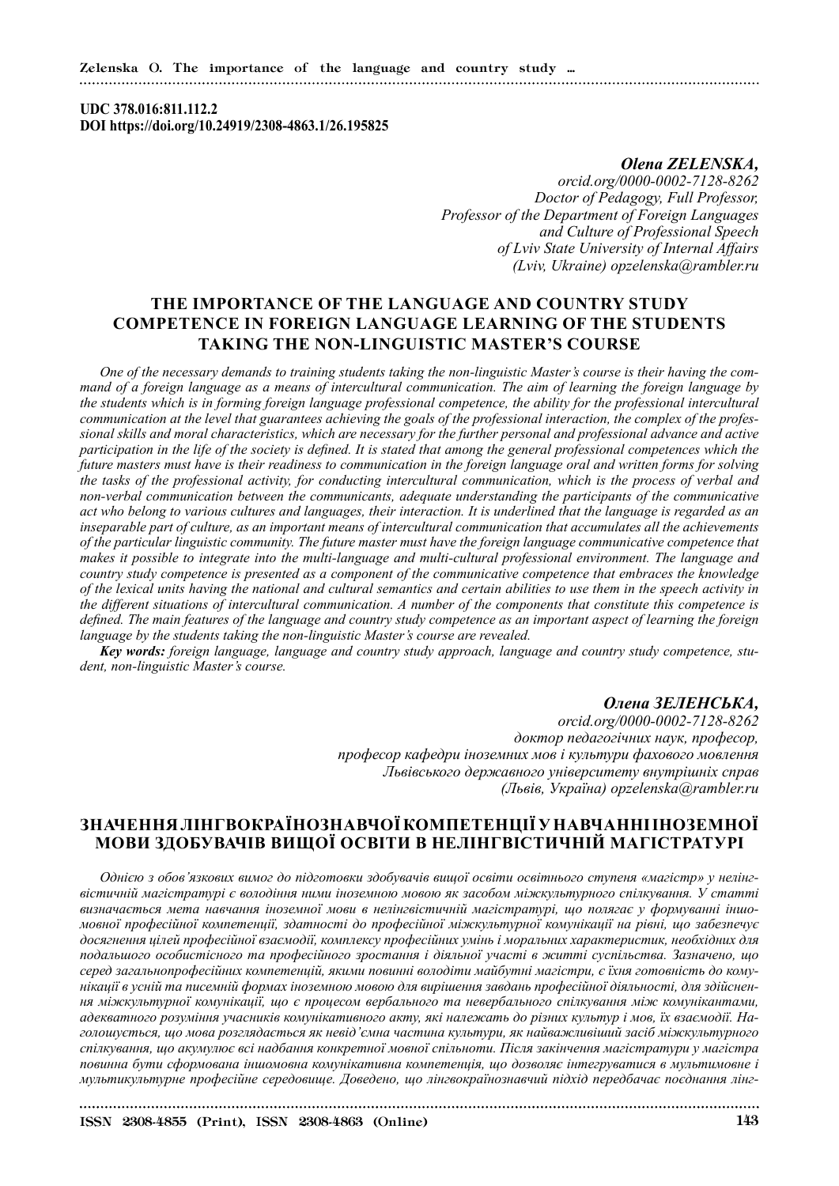UDC 378.016:811.112.2
DOI https://doi.org/10.24919/2308-4863.1/26.195825

***Olena ZELENSKA,***
*orcid.org/0000-0002-7128-8262*
*Doctor of Pedagogy, Full Professor,*
*Professor of the Department of Foreign Languages and Culture of Professional Speech*
*of Lviv State University of Internal Affairs*
*(Lviv, Ukraine) opzelenska@rambler.ru*

## THE IMPORTANCE OF THE LANGUAGE AND COUNTRY STUDY COMPETENCE IN FOREIGN LANGUAGE LEARNING OF THE STUDENTS TAKING THE NON-LINGUISTIC MASTER'S COURSE

*One of the necessary demands to training students taking the non-linguistic Master's course is their having the command of a foreign language as a means of intercultural communication. The aim of learning the foreign language by the students which is in forming foreign language professional competence, the ability for the professional intercultural communication at the level that guarantees achieving the goals of the professional interaction, the complex of the professional skills and moral characteristics, which are necessary for the further personal and professional advance and active participation in the life of the society is defined. It is stated that among the general professional competences which the future masters must have is their readiness to communication in the foreign language oral and written forms for solving the tasks of the professional activity, for conducting intercultural communication, which is the process of verbal and non-verbal communication between the communicants, adequate understanding the participants of the communicative act who belong to various cultures and languages, their interaction. It is underlined that the language is regarded as an inseparable part of culture, as an important means of intercultural communication that accumulates all the achievements of the particular linguistic community. The future master must have the foreign language communicative competence that makes it possible to integrate into the multi-language and multi-cultural professional environment. The language and country study competence is presented as a component of the communicative competence that embraces the knowledge of the lexical units having the national and cultural semantics and certain abilities to use them in the speech activity in the different situations of intercultural communication. A number of the components that constitute this competence is defined. The main features of the language and country study competence as an important aspect of learning the foreign language by the students taking the non-linguistic Master's course are revealed.*

***Key words:*** *foreign language, language and country study approach, language and country study competence, student, non-linguistic Master's course.*

***Олена ЗЕЛЕНСЬКА,***
*orcid.org/0000-0002-7128-8262*
*доктор педагогічних наук, професор,*
*професор кафедри іноземних мов і культури фахового мовлення*
*Львівського державного університету внутрішніх справ*
*(Львів, Україна) opzelenska@rambler.ru*

## ЗНАЧЕННЯ ЛІНГВОКРАЇНОЗНАВЧОЇ КОМПЕТЕНЦІЇ У НАВЧАННІ ІНОЗЕМНОЇ МОВИ ЗДОБУВАЧІВ ВИЩОЇ ОСВІТИ В НЕЛІНГВІСТИЧНІЙ МАГІСТРАТУРІ

*Однією з обов'язкових вимог до підготовки здобувачів вищої освіти освітнього ступеня «магістр» у нелінгвістичній магістратурі є володіння ними іноземною мовою як засобом міжкультурного спілкування. У статті визначається мета навчання іноземної мови в нелінгвістичній магістратурі, що полягає у формуванні іншомовної професійної компетенції, здатності до професійної міжкультурної комунікації на рівні, що забезпечує досягнення цілей професійної взаємодії, комплексу професійних умінь і моральних характеристик, необхідних для подальшого особистісного та професійного зростання і діяльної участі в житті суспільства. Зазначено, що серед загальнопрофесійних компетенцій, якими повинні володіти майбутні магістри, є їхня готовність до комунікації в усній та письмовій формах іноземною мовою для вирішення завдань професійної діяльності, для здійснення міжкультурної комунікації, що є процесом вербального та невербального спілкування між комунікантами, адекватного розуміння учасників комунікативного акту, які належать до різних культур і мов, їх взаємодії. Наголошується, що мова розглядається як невід'ємна частина культури, як найважливіший засіб міжкультурного спілкування, що акумулює всі надбання конкретної мовної спільноти. Після закінчення магістратури у магістра повинна бути сформована іншомовна комунікативна компетенція, що дозволяє інтегруватися в мультимовне і мультикультурне професійне середовище. Доведено, що лінгвокраїнознавчий підхід передбачає поєднання лінг-*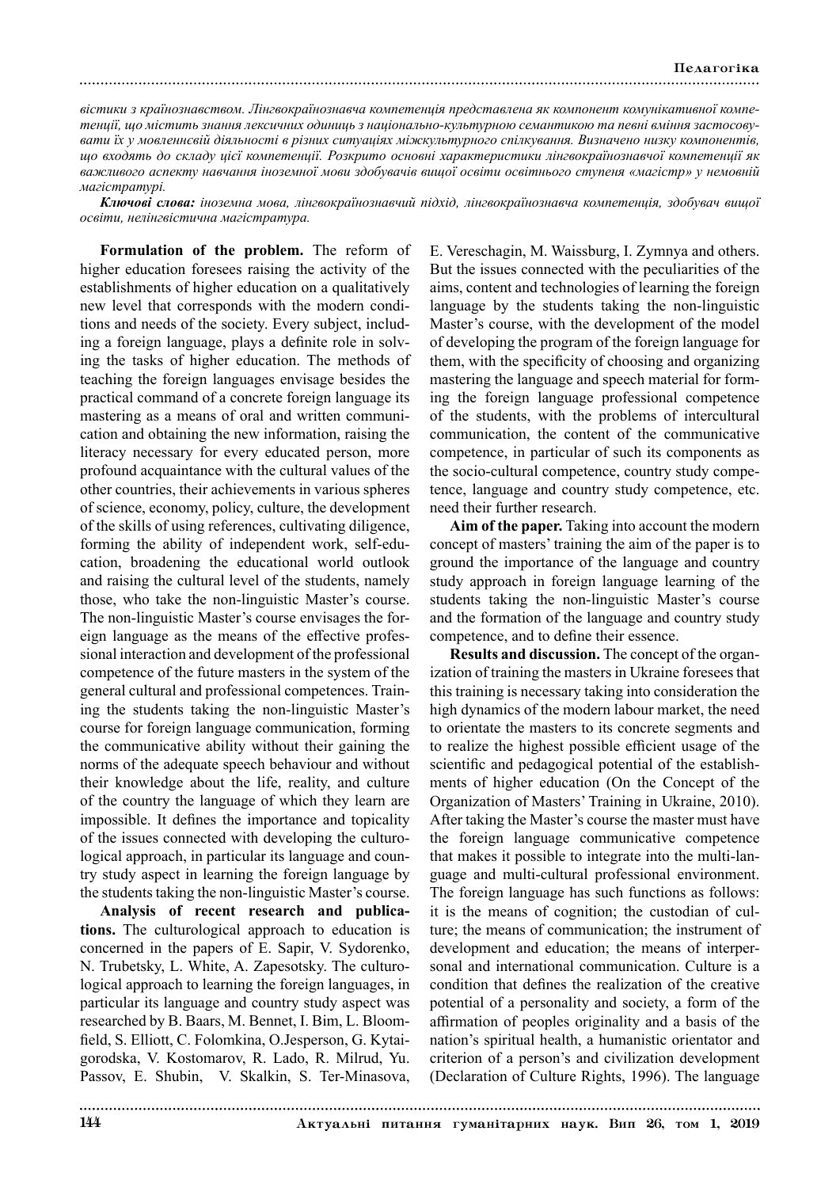*вістики з країнознавством. Лінгвокраїнознавча компетенція представлена як компонент комунікативної компетенції, що містить знання лексичних одиниць з національно-культурною семантикою та певні вміння застосовувати їх у мовленнєвій діяльності в різних ситуаціях міжкультурного спілкування. Визначено низку компонентів, що входять до складу цієї компетенції. Розкрито основні характеристики лінгвокраїнознавчої компетенції як важливого аспекту навчання іноземної мови здобувачів вищої освіти освітнього ступеня «магістр» у немовній магістратурі.*

***Ключові слова:*** *іноземна мова, лінгвокраїнознавчий підхід, лінгвокраїнознавча компетенція, здобувач вищої освіти, нелінгвістична магістратура.*

**Formulation of the problem.** The reform of higher education foresees raising the activity of the establishments of higher education on a qualitatively new level that corresponds with the modern conditions and needs of the society. Every subject, including a foreign language, plays a definite role in solving the tasks of higher education. The methods of teaching the foreign languages envisage besides the practical command of a concrete foreign language its mastering as a means of oral and written communication and obtaining the new information, raising the literacy necessary for every educated person, more profound acquaintance with the cultural values of the other countries, their achievements in various spheres of science, economy, policy, culture, the development of the skills of using references, cultivating diligence, forming the ability of independent work, self-education, broadening the educational world outlook and raising the cultural level of the students, namely those, who take the non-linguistic Master's course. The non-linguistic Master's course envisages the foreign language as the means of the effective professional interaction and development of the professional competence of the future masters in the system of the general cultural and professional competences. Training the students taking the non-linguistic Master's course for foreign language communication, forming the communicative ability without their gaining the norms of the adequate speech behaviour and without their knowledge about the life, reality, and culture of the country the language of which they learn are impossible. It defines the importance and topicality of the issues connected with developing the culturological approach, in particular its language and country study aspect in learning the foreign language by the students taking the non-linguistic Master's course.

**Analysis of recent research and publications.** The culturological approach to education is concerned in the papers of E. Sapir, V. Sydorenko, N. Trubetsky, L. White, A. Zapesotsky. The culturological approach to learning the foreign languages, in particular its language and country study aspect was researched by B. Baars, M. Bennet, I. Bim, L. Bloomfield, S. Elliott, C. Folomkina, O.Jesperson, G. Kytaigorodska, V. Kostomarov, R. Lado, R. Milrud, Yu. Passov, E. Shubin, V. Skalkin, S. Ter-Minasova, E. Vereschagin, M. Waissburg, I. Zymnya and others. But the issues connected with the peculiarities of the aims, content and technologies of learning the foreign language by the students taking the non-linguistic Master's course, with the development of the model of developing the program of the foreign language for them, with the specificity of choosing and organizing mastering the language and speech material for forming the foreign language professional competence of the students, with the problems of intercultural communication, the content of the communicative competence, in particular of such its components as the socio-cultural competence, country study competence, language and country study competence, etc. need their further research.

**Aim of the paper.** Taking into account the modern concept of masters' training the aim of the paper is to ground the importance of the language and country study approach in foreign language learning of the students taking the non-linguistic Master's course and the formation of the language and country study competence, and to define their essence.

**Results and discussion.** The concept of the organization of training the masters in Ukraine foresees that this training is necessary taking into consideration the high dynamics of the modern labour market, the need to orientate the masters to its concrete segments and to realize the highest possible efficient usage of the scientific and pedagogical potential of the establishments of higher education (On the Concept of the Organization of Masters' Training in Ukraine, 2010). After taking the Master's course the master must have the foreign language communicative competence that makes it possible to integrate into the multi-language and multi-cultural professional environment. The foreign language has such functions as follows: it is the means of cognition; the custodian of culture; the means of communication; the instrument of development and education; the means of interpersonal and international communication. Culture is a condition that defines the realization of the creative potential of a personality and society, a form of the affirmation of peoples originality and a basis of the nation's spiritual health, a humanistic orientator and criterion of a person's and civilization development (Declaration of Culture Rights, 1996). The language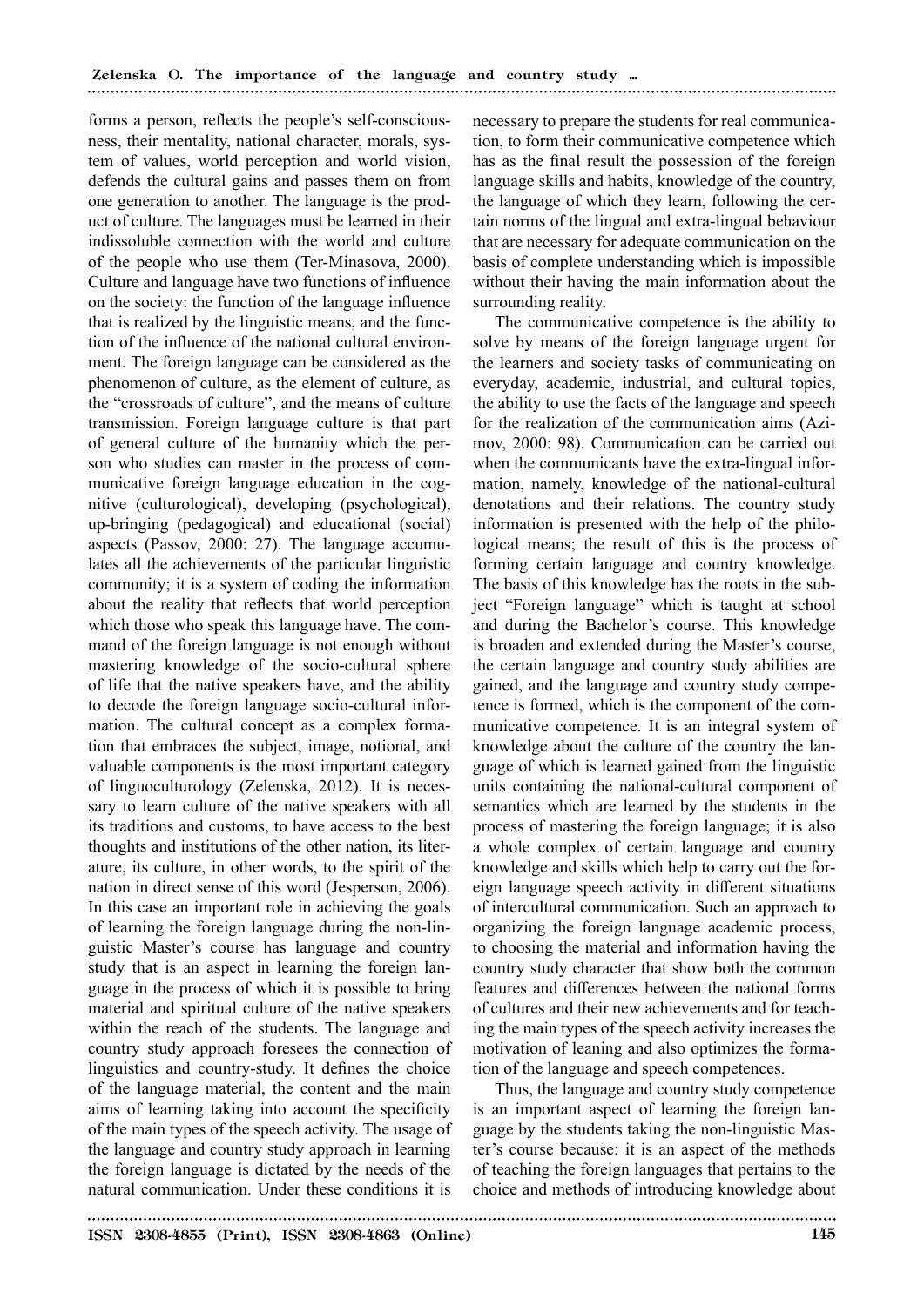forms a person, reflects the people's self-consciousness, their mentality, national character, morals, system of values, world perception and world vision, defends the cultural gains and passes them on from one generation to another. The language is the product of culture. The languages must be learned in their indissoluble connection with the world and culture of the people who use them (Ter-Minasova, 2000). Culture and language have two functions of influence on the society: the function of the language influence that is realized by the linguistic means, and the function of the influence of the national cultural environment. The foreign language can be considered as the phenomenon of culture, as the element of culture, as the "crossroads of culture", and the means of culture transmission. Foreign language culture is that part of general culture of the humanity which the person who studies can master in the process of communicative foreign language education in the cognitive (culturological), developing (psychological), up-bringing (pedagogical) and educational (social) aspects (Passov, 2000: 27). The language accumulates all the achievements of the particular linguistic community; it is a system of coding the information about the reality that reflects that world perception which those who speak this language have. The command of the foreign language is not enough without mastering knowledge of the socio-cultural sphere of life that the native speakers have, and the ability to decode the foreign language socio-cultural information. The cultural concept as a complex formation that embraces the subject, image, notional, and valuable components is the most important category of linguoculturology (Zelenska, 2012). It is necessary to learn culture of the native speakers with all its traditions and customs, to have access to the best thoughts and institutions of the other nation, its literature, its culture, in other words, to the spirit of the nation in direct sense of this word (Jesperson, 2006). In this case an important role in achieving the goals of learning the foreign language during the non-linguistic Master's course has language and country study that is an aspect in learning the foreign language in the process of which it is possible to bring material and spiritual culture of the native speakers within the reach of the students. The language and country study approach foresees the connection of linguistics and country-study. It defines the choice of the language material, the content and the main aims of learning taking into account the specificity of the main types of the speech activity. The usage of the language and country study approach in learning the foreign language is dictated by the needs of the natural communication. Under these conditions it is necessary to prepare the students for real communication, to form their communicative competence which has as the final result the possession of the foreign language skills and habits, knowledge of the country, the language of which they learn, following the certain norms of the lingual and extra-lingual behaviour that are necessary for adequate communication on the basis of complete understanding which is impossible without their having the main information about the surrounding reality.

The communicative competence is the ability to solve by means of the foreign language urgent for the learners and society tasks of communicating on everyday, academic, industrial, and cultural topics, the ability to use the facts of the language and speech for the realization of the communication aims (Azimov, 2000: 98). Communication can be carried out when the communicants have the extra-lingual information, namely, knowledge of the national-cultural denotations and their relations. The country study information is presented with the help of the philological means; the result of this is the process of forming certain language and country knowledge. The basis of this knowledge has the roots in the subject "Foreign language" which is taught at school and during the Bachelor's course. This knowledge is broaden and extended during the Master's course, the certain language and country study abilities are gained, and the language and country study competence is formed, which is the component of the communicative competence. It is an integral system of knowledge about the culture of the country the language of which is learned gained from the linguistic units containing the national-cultural component of semantics which are learned by the students in the process of mastering the foreign language; it is also a whole complex of certain language and country knowledge and skills which help to carry out the foreign language speech activity in different situations of intercultural communication. Such an approach to organizing the foreign language academic process, to choosing the material and information having the country study character that show both the common features and differences between the national forms of cultures and their new achievements and for teaching the main types of the speech activity increases the motivation of leaning and also optimizes the formation of the language and speech competences.

Thus, the language and country study competence is an important aspect of learning the foreign language by the students taking the non-linguistic Master's course because: it is an aspect of the methods of teaching the foreign languages that pertains to the choice and methods of introducing knowledge about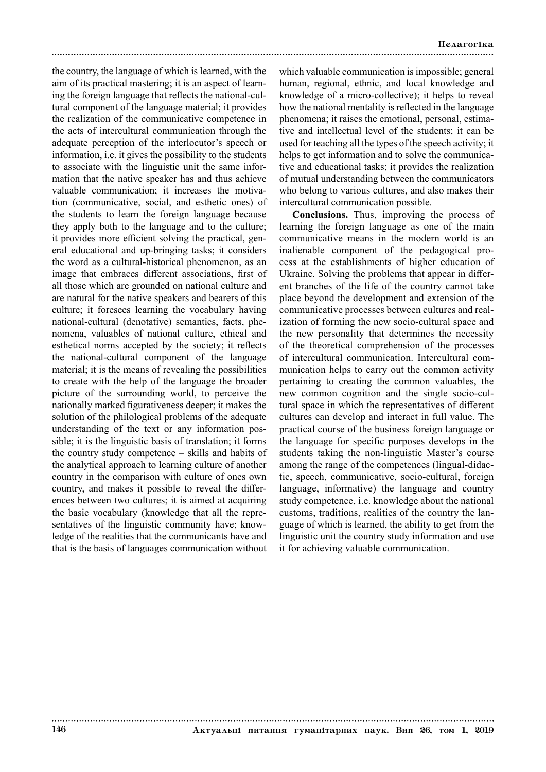the country, the language of which is learned, with the aim of its practical mastering; it is an aspect of learning the foreign language that reflects the national-cultural component of the language material; it provides the realization of the communicative competence in the acts of intercultural communication through the adequate perception of the interlocutor's speech or information, i.e. it gives the possibility to the students to associate with the linguistic unit the same information that the native speaker has and thus achieve valuable communication; it increases the motivation (communicative, social, and esthetic ones) of the students to learn the foreign language because they apply both to the language and to the culture; it provides more efficient solving the practical, general educational and up-bringing tasks; it considers the word as a cultural-historical phenomenon, as an image that embraces different associations, first of all those which are grounded on national culture and are natural for the native speakers and bearers of this culture; it foresees learning the vocabulary having national-cultural (denotative) semantics, facts, phenomena, valuables of national culture, ethical and esthetical norms accepted by the society; it reflects the national-cultural component of the language material; it is the means of revealing the possibilities to create with the help of the language the broader picture of the surrounding world, to perceive the nationally marked figurativeness deeper; it makes the solution of the philological problems of the adequate understanding of the text or any information possible; it is the linguistic basis of translation; it forms the country study competence – skills and habits of the analytical approach to learning culture of another country in the comparison with culture of ones own country, and makes it possible to reveal the differences between two cultures; it is aimed at acquiring the basic vocabulary (knowledge that all the representatives of the linguistic community have; knowledge of the realities that the communicants have and that is the basis of languages communication without which valuable communication is impossible; general human, regional, ethnic, and local knowledge and knowledge of a micro-collective); it helps to reveal how the national mentality is reflected in the language phenomena; it raises the emotional, personal, estimative and intellectual level of the students; it can be used for teaching all the types of the speech activity; it helps to get information and to solve the communicative and educational tasks; it provides the realization of mutual understanding between the communicators who belong to various cultures, and also makes their intercultural communication possible.

**Conclusions.** Thus, improving the process of learning the foreign language as one of the main communicative means in the modern world is an inalienable component of the pedagogical process at the establishments of higher education of Ukraine. Solving the problems that appear in different branches of the life of the country cannot take place beyond the development and extension of the communicative processes between cultures and realization of forming the new socio-cultural space and the new personality that determines the necessity of the theoretical comprehension of the processes of intercultural communication. Intercultural communication helps to carry out the common activity pertaining to creating the common valuables, the new common cognition and the single socio-cultural space in which the representatives of different cultures can develop and interact in full value. The practical course of the business foreign language or the language for specific purposes develops in the students taking the non-linguistic Master's course among the range of the competences (lingual-didactic, speech, communicative, socio-cultural, foreign language, informative) the language and country study competence, i.e. knowledge about the national customs, traditions, realities of the country the language of which is learned, the ability to get from the linguistic unit the country study information and use it for achieving valuable communication.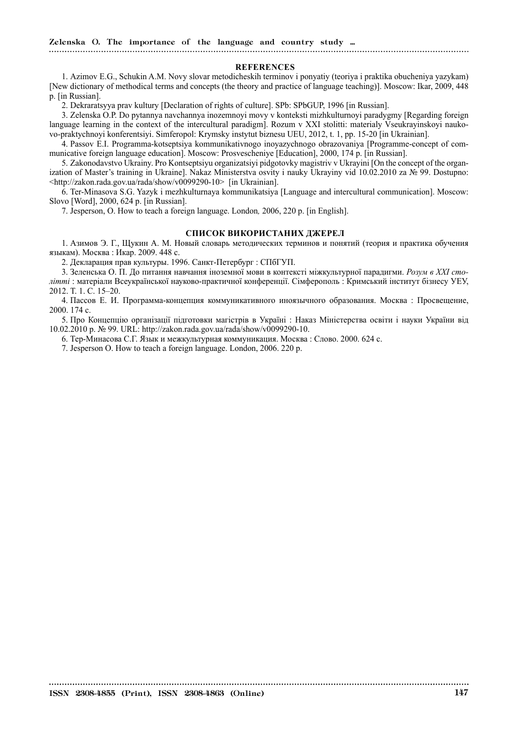## REFERENCES

1. Azimov E.G., Schukin A.M. Novy slovar metodicheskih terminov i ponyatiy (teoriya i praktika obucheniya yazykam) [New dictionary of methodical terms and concepts (the theory and practice of language teaching)]. Moscow: Ikar, 2009, 448 p. [in Russian].

2. Dekraratsyya prav kultury [Declaration of rights of culture]. SPb: SPbGUP, 1996 [in Russian].

3. Zelenska O.P. Do pytannya navchannya inozemnoyi movy v konteksti mizhkulturnoyi paradygmy [Regarding foreign language learning in the context of the intercultural paradigm]. Rozum v XXI stolitti: materialy Vseukrayinskoyi naukovo-praktychnoyi konferentsiyi. Simferopol: Krymsky instytut biznesu UEU, 2012, t. 1, pp. 15-20 [in Ukrainian].

4. Passov E.I. Programma-kotseptsiya kommunikativnogo inoyazychnogo obrazovaniya [Programme-concept of communicative foreign language education]. Moscow: Prosvescheniye [Education], 2000, 174 p. [in Russian].

5. Zakonodavstvo Ukrainy. Pro Kontseptsiyu organizatsiyi pidgotovky magistriv v Ukrayini [On the concept of the organization of Master's training in Ukraine]. Nakaz Ministerstva osvity i nauky Ukrayiny vid 10.02.2010 za № 99. Dostupno: <http://zakon.rada.gov.ua/rada/show/v0099290-10> [in Ukrainian].

6. Ter-Minasova S.G. Yazyk i mezhkulturnaya kommunikatsiya [Language and intercultural communication]. Moscow: Slovo [Word], 2000, 624 p. [in Russian].

7. Jesperson, O. How to teach a foreign language. London, 2006, 220 p. [in English].

## СПИСОК ВИКОРИСТАНИХ ДЖЕРЕЛ

1. Азимов Э. Г., Щукин А. М. Новый словарь методических терминов и понятий (теория и практика обучения языкам). Москва : Икар. 2009. 448 с.

2. Декларация прав культуры. 1996. Санкт-Петербург : СПбГУП.

3. Зеленська О. П. До питання навчання іноземної мови в контексті міжкультурної парадигми. *Розум в XXI столітті* : матеріали Всеукраїнської науково-практичної конференції. Сімферополь : Кримський інститут бізнесу УЕУ, 2012. Т. 1. С. 15–20.

4. Пассов Е. И. Программа-концепция коммуникативного иноязычного образования. Москва : Просвещение, 2000. 174 с.

5. Про Концепцію організації підготовки магістрів в Україні : Наказ Міністерства освіти і науки України від 10.02.2010 р. № 99. URL: http://zakon.rada.gov.ua/rada/show/v0099290-10.

6. Тер-Минасова С.Г. Язык и межкультурная коммуникация. Москва : Слово. 2000. 624 с.

7. Jesperson O. How to teach a foreign language. London, 2006. 220 p.